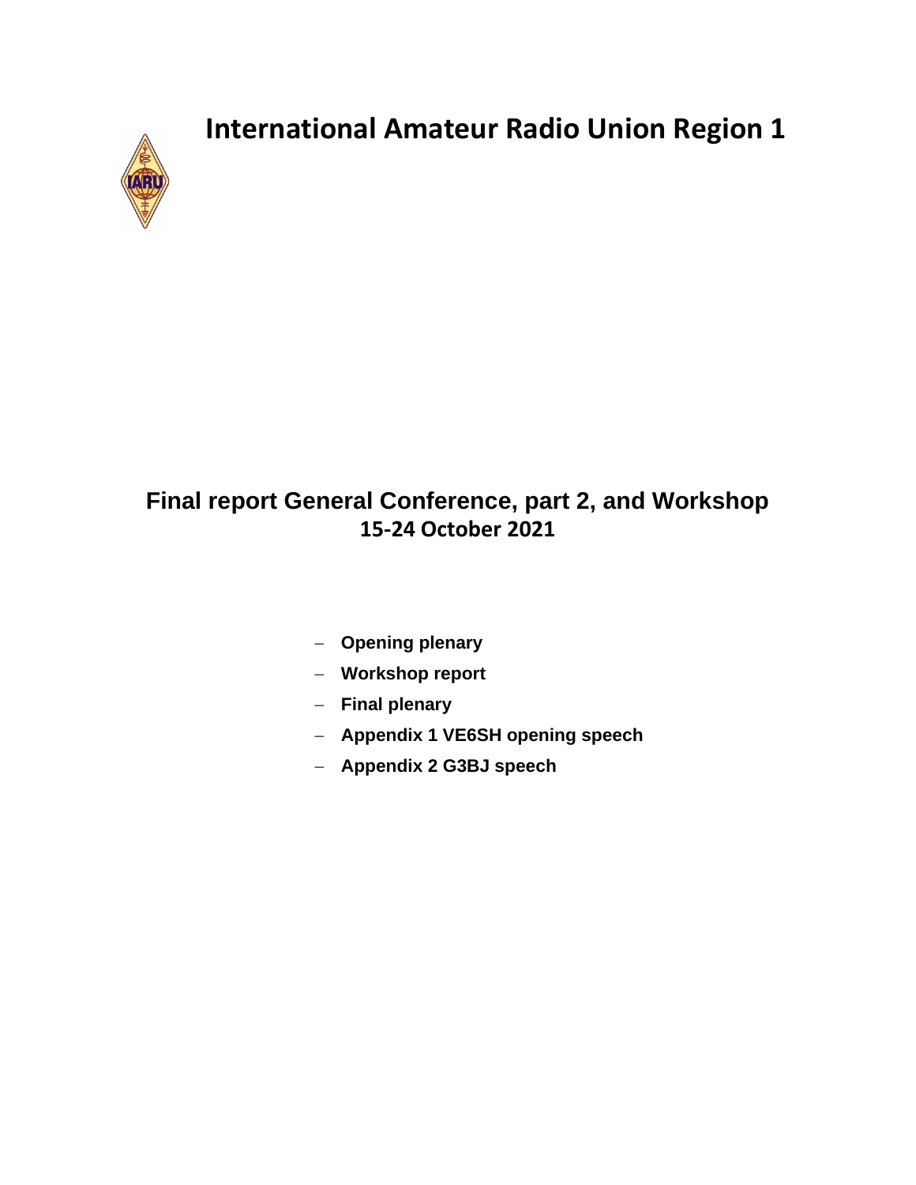# International Amateur Radio Union Region 1

## Final report General Conference, part 2, and Workshop
**15-24 October 2021**

- **Opening plenary**
- **Workshop report**
- **Final plenary**
- **Appendix 1 VE6SH opening speech**
- **Appendix 2 G3BJ speech**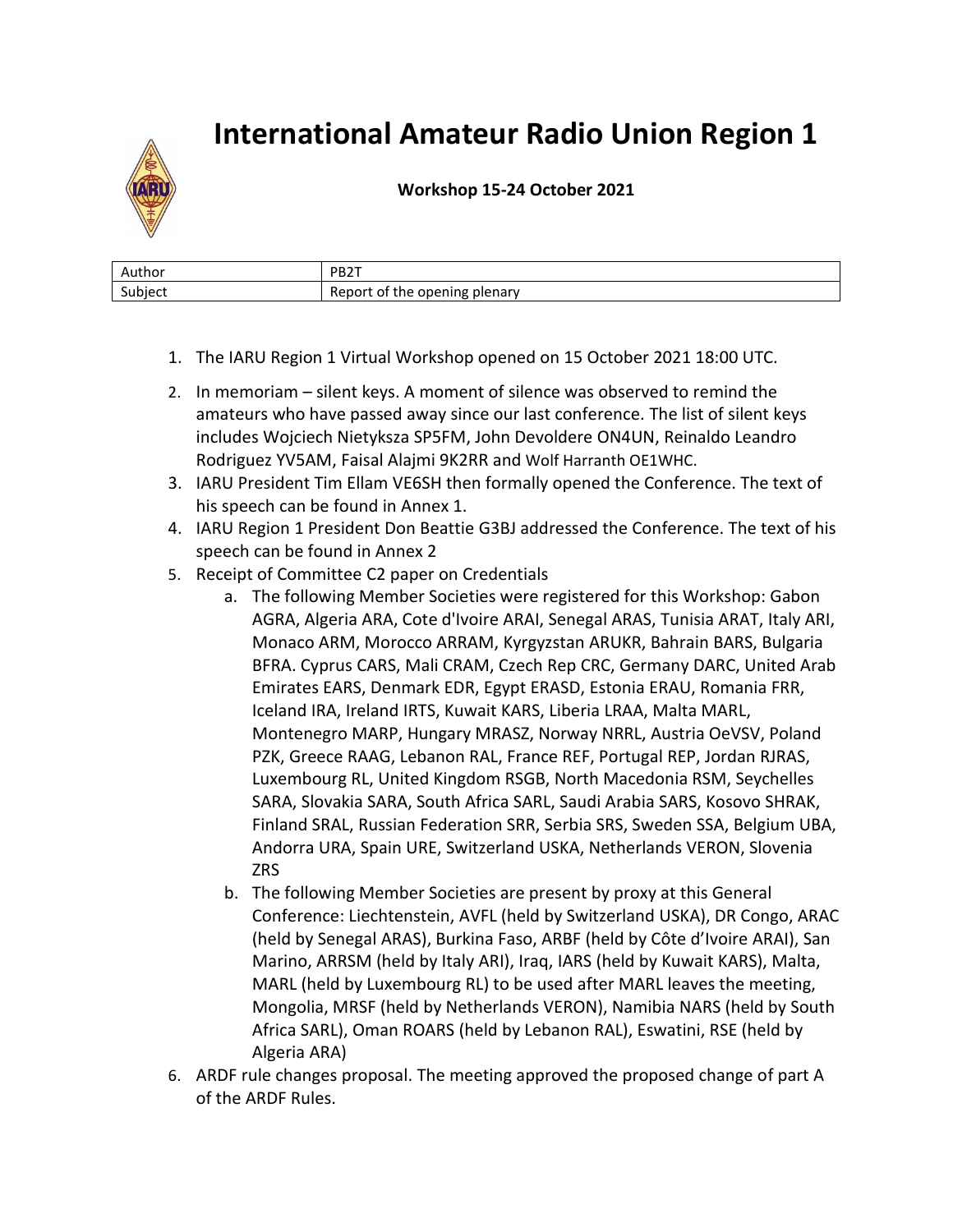# International Amateur Radio Union Region 1

**Workshop 15-24 October 2021**

| Author | PB2T |
| --- | --- |
| Subject | Report of the opening plenary |

1. The IARU Region 1 Virtual Workshop opened on 15 October 2021 18:00 UTC.
2. In memoriam – silent keys. A moment of silence was observed to remind the amateurs who have passed away since our last conference. The list of silent keys includes Wojciech Nietyksza SP5FM, John Devoldere ON4UN, Reinaldo Leandro Rodriguez YV5AM, Faisal Alajmi 9K2RR and Wolf Harranth OE1WHC.
3. IARU President Tim Ellam VE6SH then formally opened the Conference. The text of his speech can be found in Annex 1.
4. IARU Region 1 President Don Beattie G3BJ addressed the Conference. The text of his speech can be found in Annex 2
5. Receipt of Committee C2 paper on Credentials
   a. The following Member Societies were registered for this Workshop: Gabon AGRA, Algeria ARA, Cote d'Ivoire ARAI, Senegal ARAS, Tunisia ARAT, Italy ARI, Monaco ARM, Morocco ARRAM, Kyrgyzstan ARUKR, Bahrain BARS, Bulgaria BFRA. Cyprus CARS, Mali CRAM, Czech Rep CRC, Germany DARC, United Arab Emirates EARS, Denmark EDR, Egypt ERASD, Estonia ERAU, Romania FRR, Iceland IRA, Ireland IRTS, Kuwait KARS, Liberia LRAA, Malta MARL, Montenegro MARP, Hungary MRASZ, Norway NRRL, Austria OeVSV, Poland PZK, Greece RAAG, Lebanon RAL, France REF, Portugal REP, Jordan RJRAS, Luxembourg RL, United Kingdom RSGB, North Macedonia RSM, Seychelles SARA, Slovakia SARA, South Africa SARL, Saudi Arabia SARS, Kosovo SHRAK, Finland SRAL, Russian Federation SRR, Serbia SRS, Sweden SSA, Belgium UBA, Andorra URA, Spain URE, Switzerland USKA, Netherlands VERON, Slovenia ZRS
   b. The following Member Societies are present by proxy at this General Conference: Liechtenstein, AVFL (held by Switzerland USKA), DR Congo, ARAC (held by Senegal ARAS), Burkina Faso, ARBF (held by Côte d'Ivoire ARAI), San Marino, ARRSM (held by Italy ARI), Iraq, IARS (held by Kuwait KARS), Malta, MARL (held by Luxembourg RL) to be used after MARL leaves the meeting, Mongolia, MRSF (held by Netherlands VERON), Namibia NARS (held by South Africa SARL), Oman ROARS (held by Lebanon RAL), Eswatini, RSE (held by Algeria ARA)
6. ARDF rule changes proposal. The meeting approved the proposed change of part A of the ARDF Rules.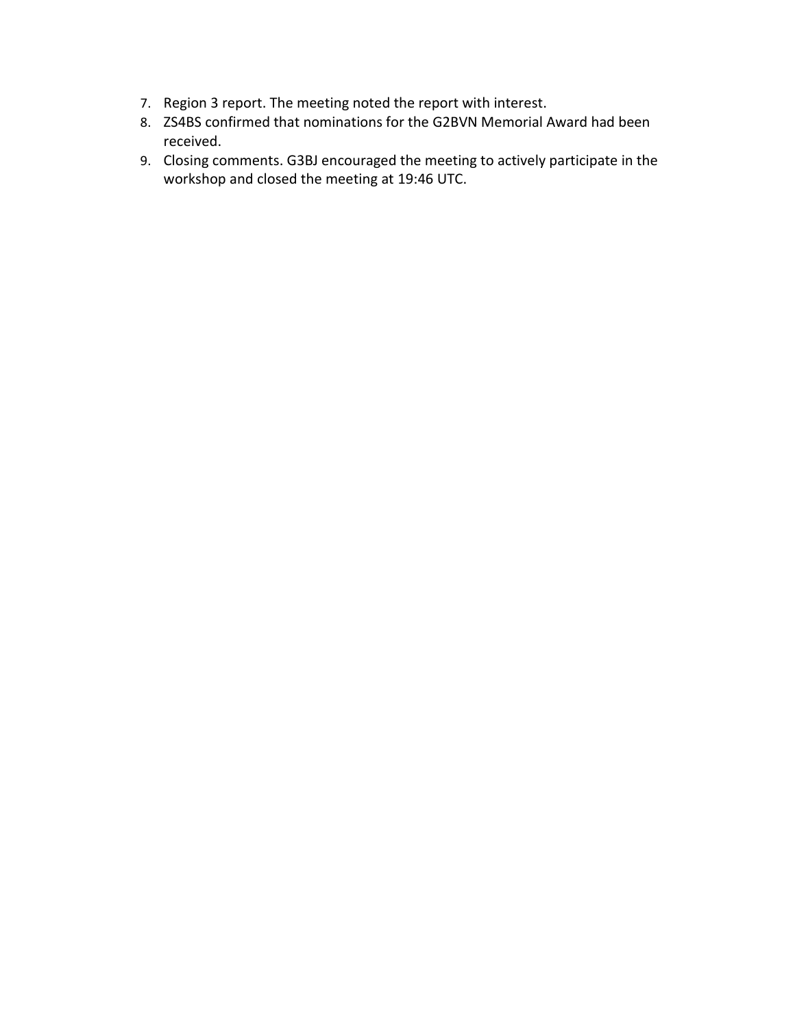7. Region 3 report. The meeting noted the report with interest.
8. ZS4BS confirmed that nominations for the G2BVN Memorial Award had been received.
9. Closing comments. G3BJ encouraged the meeting to actively participate in the workshop and closed the meeting at 19:46 UTC.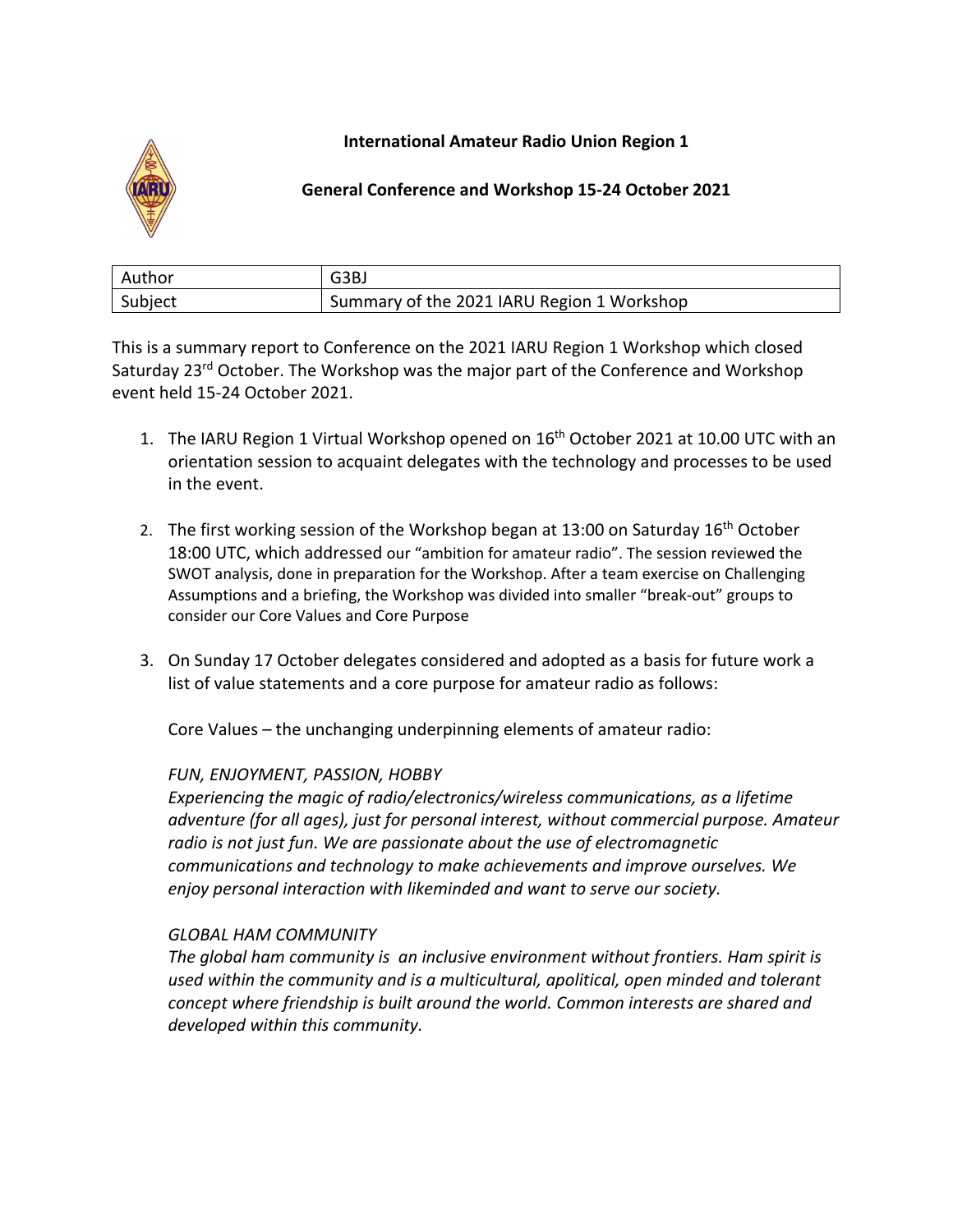**International Amateur Radio Union Region 1**

**General Conference and Workshop 15-24 October 2021**

| Author | G3BJ |
| --- | --- |
| Subject | Summary of the 2021 IARU Region 1 Workshop |

This is a summary report to Conference on the 2021 IARU Region 1 Workshop which closed Saturday 23rd October. The Workshop was the major part of the Conference and Workshop event held 15-24 October 2021.

1. The IARU Region 1 Virtual Workshop opened on 16th October 2021 at 10.00 UTC with an orientation session to acquaint delegates with the technology and processes to be used in the event.

2. The first working session of the Workshop began at 13:00 on Saturday 16th October 18:00 UTC, which addressed our "ambition for amateur radio". The session reviewed the SWOT analysis, done in preparation for the Workshop. After a team exercise on Challenging Assumptions and a briefing, the Workshop was divided into smaller "break-out" groups to consider our Core Values and Core Purpose

3. On Sunday 17 October delegates considered and adopted as a basis for future work a list of value statements and a core purpose for amateur radio as follows:

   Core Values – the unchanging underpinning elements of amateur radio:

   *FUN, ENJOYMENT, PASSION, HOBBY*
   *Experiencing the magic of radio/electronics/wireless communications, as a lifetime adventure (for all ages), just for personal interest, without commercial purpose. Amateur radio is not just fun. We are passionate about the use of electromagnetic communications and technology to make achievements and improve ourselves. We enjoy personal interaction with likeminded and want to serve our society.*

   *GLOBAL HAM COMMUNITY*
   *The global ham community is an inclusive environment without frontiers. Ham spirit is used within the community and is a multicultural, apolitical, open minded and tolerant concept where friendship is built around the world. Common interests are shared and developed within this community.*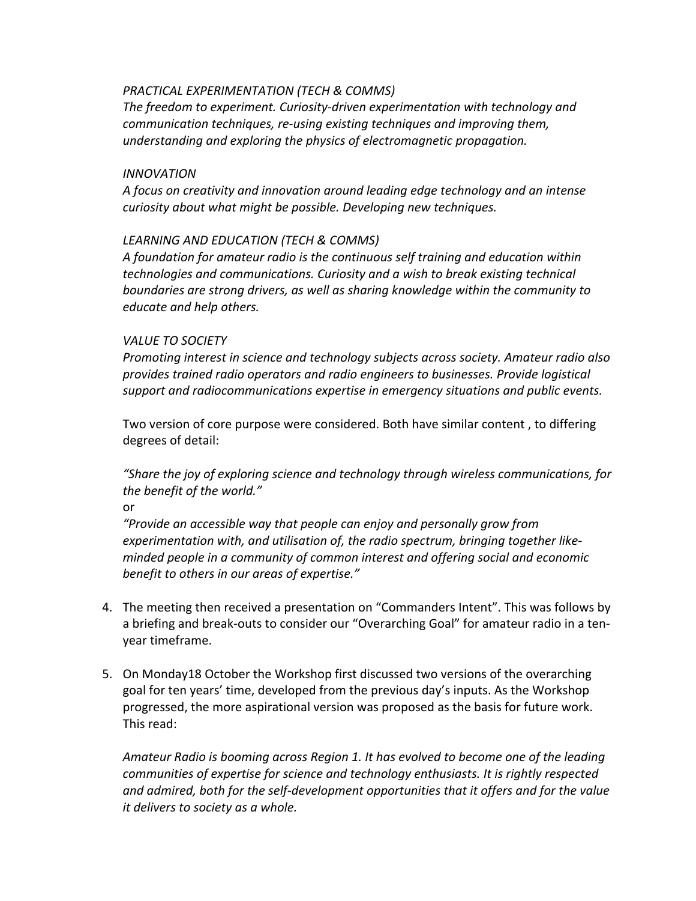*PRACTICAL EXPERIMENTATION (TECH & COMMS)*
*The freedom to experiment. Curiosity-driven experimentation with technology and communication techniques, re-using existing techniques and improving them, understanding and exploring the physics of electromagnetic propagation.*

*INNOVATION*
*A focus on creativity and innovation around leading edge technology and an intense curiosity about what might be possible. Developing new techniques.*

*LEARNING AND EDUCATION (TECH & COMMS)*
*A foundation for amateur radio is the continuous self training and education within technologies and communications. Curiosity and a wish to break existing technical boundaries are strong drivers, as well as sharing knowledge within the community to educate and help others.*

*VALUE TO SOCIETY*
*Promoting interest in science and technology subjects across society. Amateur radio also provides trained radio operators and radio engineers to businesses. Provide logistical support and radiocommunications expertise in emergency situations and public events.*

Two version of core purpose were considered. Both have similar content , to differing degrees of detail:

*"Share the joy of exploring science and technology through wireless communications, for the benefit of the world."*
or
*"Provide an accessible way that people can enjoy and personally grow from experimentation with, and utilisation of, the radio spectrum, bringing together like-minded people in a community of common interest and offering social and economic benefit to others in our areas of expertise."*

4. The meeting then received a presentation on "Commanders Intent". This was follows by a briefing and break-outs to consider our "Overarching Goal" for amateur radio in a ten-year timeframe.

5. On Monday18 October the Workshop first discussed two versions of the overarching goal for ten years' time, developed from the previous day's inputs. As the Workshop progressed, the more aspirational version was proposed as the basis for future work. This read:

   *Amateur Radio is booming across Region 1. It has evolved to become one of the leading communities of expertise for science and technology enthusiasts. It is rightly respected and admired, both for the self-development opportunities that it offers and for the value it delivers to society as a whole.*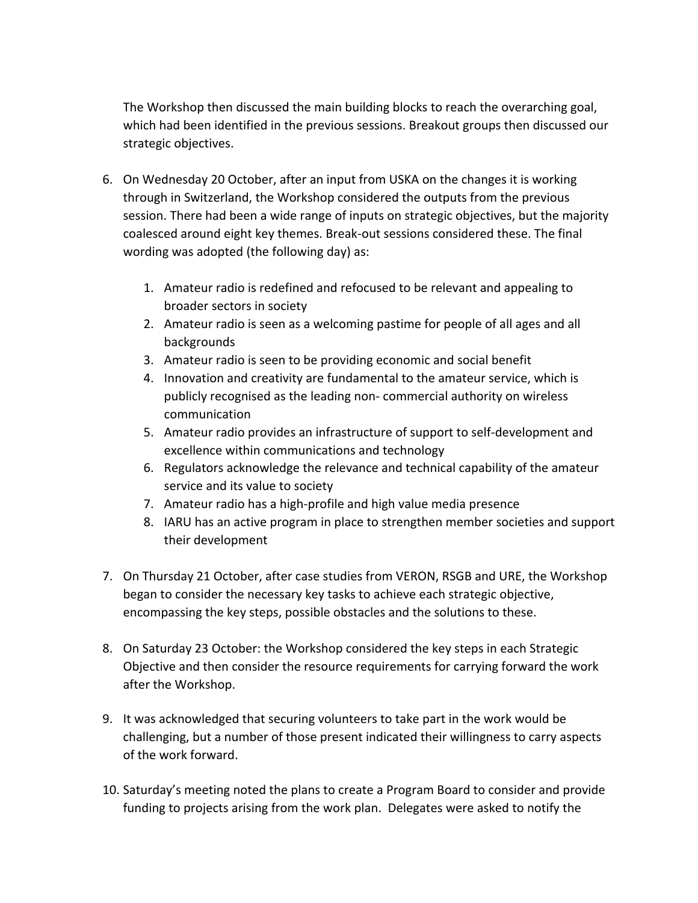The Workshop then discussed the main building blocks to reach the overarching goal, which had been identified in the previous sessions. Breakout groups then discussed our strategic objectives.

6. On Wednesday 20 October, after an input from USKA on the changes it is working through in Switzerland, the Workshop considered the outputs from the previous session. There had been a wide range of inputs on strategic objectives, but the majority coalesced around eight key themes. Break-out sessions considered these. The final wording was adopted (the following day) as:

    1. Amateur radio is redefined and refocused to be relevant and appealing to broader sectors in society
    2. Amateur radio is seen as a welcoming pastime for people of all ages and all backgrounds
    3. Amateur radio is seen to be providing economic and social benefit
    4. Innovation and creativity are fundamental to the amateur service, which is publicly recognised as the leading non- commercial authority on wireless communication
    5. Amateur radio provides an infrastructure of support to self-development and excellence within communications and technology
    6. Regulators acknowledge the relevance and technical capability of the amateur service and its value to society
    7. Amateur radio has a high-profile and high value media presence
    8. IARU has an active program in place to strengthen member societies and support their development

7. On Thursday 21 October, after case studies from VERON, RSGB and URE, the Workshop began to consider the necessary key tasks to achieve each strategic objective, encompassing the key steps, possible obstacles and the solutions to these.

8. On Saturday 23 October: the Workshop considered the key steps in each Strategic Objective and then consider the resource requirements for carrying forward the work after the Workshop.

9. It was acknowledged that securing volunteers to take part in the work would be challenging, but a number of those present indicated their willingness to carry aspects of the work forward.

10. Saturday's meeting noted the plans to create a Program Board to consider and provide funding to projects arising from the work plan. Delegates were asked to notify the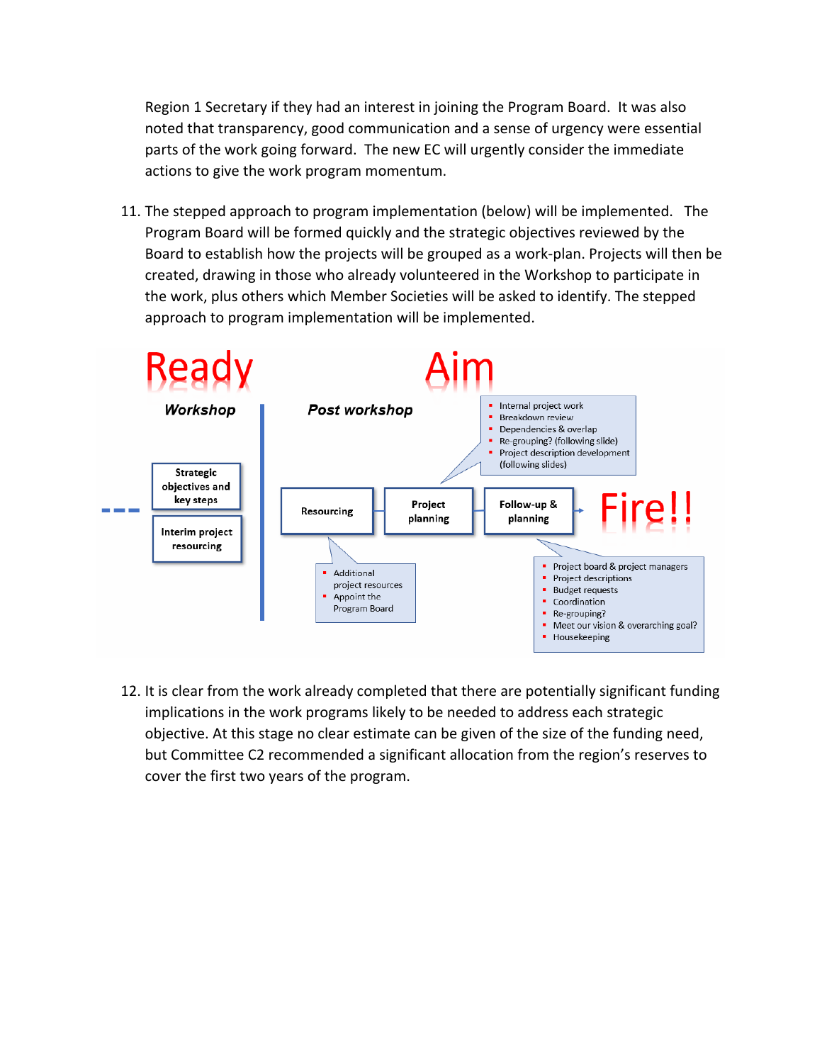Region 1 Secretary if they had an interest in joining the Program Board. It was also noted that transparency, good communication and a sense of urgency were essential parts of the work going forward. The new EC will urgently consider the immediate actions to give the work program momentum.

11. The stepped approach to program implementation (below) will be implemented. The Program Board will be formed quickly and the strategic objectives reviewed by the Board to establish how the projects will be grouped as a work-plan. Projects will then be created, drawing in those who already volunteered in the Workshop to participate in the work, plus others which Member Societies will be asked to identify. The stepped approach to program implementation will be implemented.

**Ready**

***Workshop***

- Strategic objectives and key steps
- Interim project resourcing

**Aim**

***Post workshop***

Resourcing → Project planning → Follow-up & planning → **Fire!!**

Resourcing:
- Additional project resources
- Appoint the Program Board

Project planning:
- Internal project work
- Breakdown review
- Dependencies & overlap
- Re-grouping? (following slide)
- Project description development (following slides)

Follow-up & planning:
- Project board & project managers
- Project descriptions
- Budget requests
- Coordination
- Re-grouping?
- Meet our vision & overarching goal?
- Housekeeping

12. It is clear from the work already completed that there are potentially significant funding implications in the work programs likely to be needed to address each strategic objective. At this stage no clear estimate can be given of the size of the funding need, but Committee C2 recommended a significant allocation from the region's reserves to cover the first two years of the program.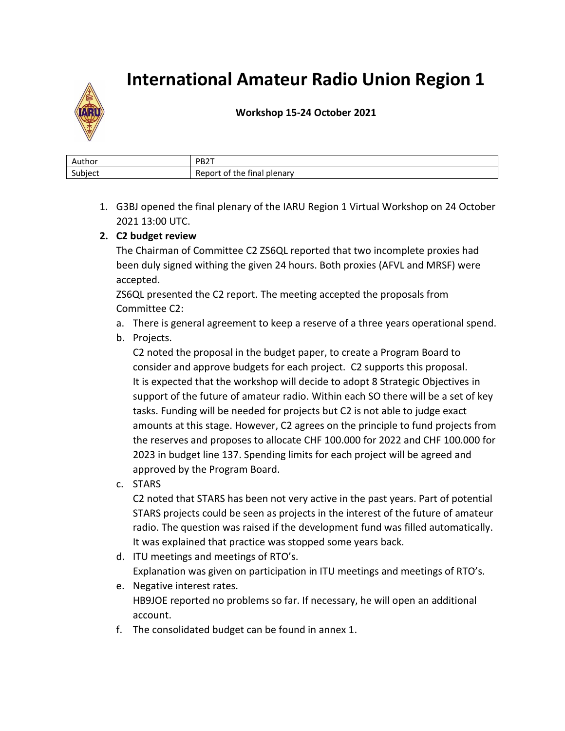# International Amateur Radio Union Region 1

**Workshop 15-24 October 2021**

| Author | PB2T |
|---|---|
| Subject | Report of the final plenary |

1. G3BJ opened the final plenary of the IARU Region 1 Virtual Workshop on 24 October 2021 13:00 UTC.
2. **C2 budget review**

   The Chairman of Committee C2 ZS6QL reported that two incomplete proxies had been duly signed withing the given 24 hours. Both proxies (AFVL and MRSF) were accepted.

   ZS6QL presented the C2 report. The meeting accepted the proposals from Committee C2:

   a. There is general agreement to keep a reserve of a three years operational spend.

   b. Projects.
   C2 noted the proposal in the budget paper, to create a Program Board to consider and approve budgets for each project. C2 supports this proposal.
   It is expected that the workshop will decide to adopt 8 Strategic Objectives in support of the future of amateur radio. Within each SO there will be a set of key tasks. Funding will be needed for projects but C2 is not able to judge exact amounts at this stage. However, C2 agrees on the principle to fund projects from the reserves and proposes to allocate CHF 100.000 for 2022 and CHF 100.000 for 2023 in budget line 137. Spending limits for each project will be agreed and approved by the Program Board.

   c. STARS
   C2 noted that STARS has been not very active in the past years. Part of potential STARS projects could be seen as projects in the interest of the future of amateur radio. The question was raised if the development fund was filled automatically. It was explained that practice was stopped some years back.

   d. ITU meetings and meetings of RTO's.
   Explanation was given on participation in ITU meetings and meetings of RTO's.

   e. Negative interest rates.
   HB9JOE reported no problems so far. If necessary, he will open an additional account.

   f. The consolidated budget can be found in annex 1.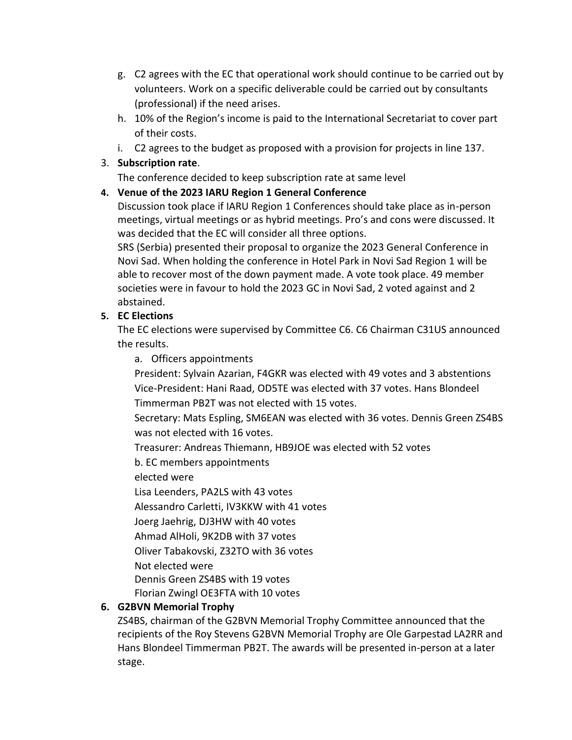g. C2 agrees with the EC that operational work should continue to be carried out by volunteers. Work on a specific deliverable could be carried out by consultants (professional) if the need arises.
h. 10% of the Region's income is paid to the International Secretariat to cover part of their costs.
i. C2 agrees to the budget as proposed with a provision for projects in line 137.

3. **Subscription rate**.
   The conference decided to keep subscription rate at same level

4. **Venue of the 2023 IARU Region 1 General Conference**
   Discussion took place if IARU Region 1 Conferences should take place as in-person meetings, virtual meetings or as hybrid meetings. Pro's and cons were discussed. It was decided that the EC will consider all three options.
   SRS (Serbia) presented their proposal to organize the 2023 General Conference in Novi Sad. When holding the conference in Hotel Park in Novi Sad Region 1 will be able to recover most of the down payment made. A vote took place. 49 member societies were in favour to hold the 2023 GC in Novi Sad, 2 voted against and 2 abstained.

5. **EC Elections**
   The EC elections were supervised by Committee C6. C6 Chairman C31US announced the results.

   a. Officers appointments
   President: Sylvain Azarian, F4GKR was elected with 49 votes and 3 abstentions
   Vice-President: Hani Raad, OD5TE was elected with 37 votes. Hans Blondeel Timmerman PB2T was not elected with 15 votes.
   Secretary: Mats Espling, SM6EAN was elected with 36 votes. Dennis Green ZS4BS was not elected with 16 votes.
   Treasurer: Andreas Thiemann, HB9JOE was elected with 52 votes

   b. EC members appointments
   elected were
   Lisa Leenders, PA2LS with 43 votes
   Alessandro Carletti, IV3KKW with 41 votes
   Joerg Jaehrig, DJ3HW with 40 votes
   Ahmad AlHoli, 9K2DB with 37 votes
   Oliver Tabakovski, Z32TO with 36 votes
   Not elected were
   Dennis Green ZS4BS with 19 votes
   Florian Zwingl OE3FTA with 10 votes

6. **G2BVN Memorial Trophy**
   ZS4BS, chairman of the G2BVN Memorial Trophy Committee announced that the recipients of the Roy Stevens G2BVN Memorial Trophy are Ole Garpestad LA2RR and Hans Blondeel Timmerman PB2T. The awards will be presented in-person at a later stage.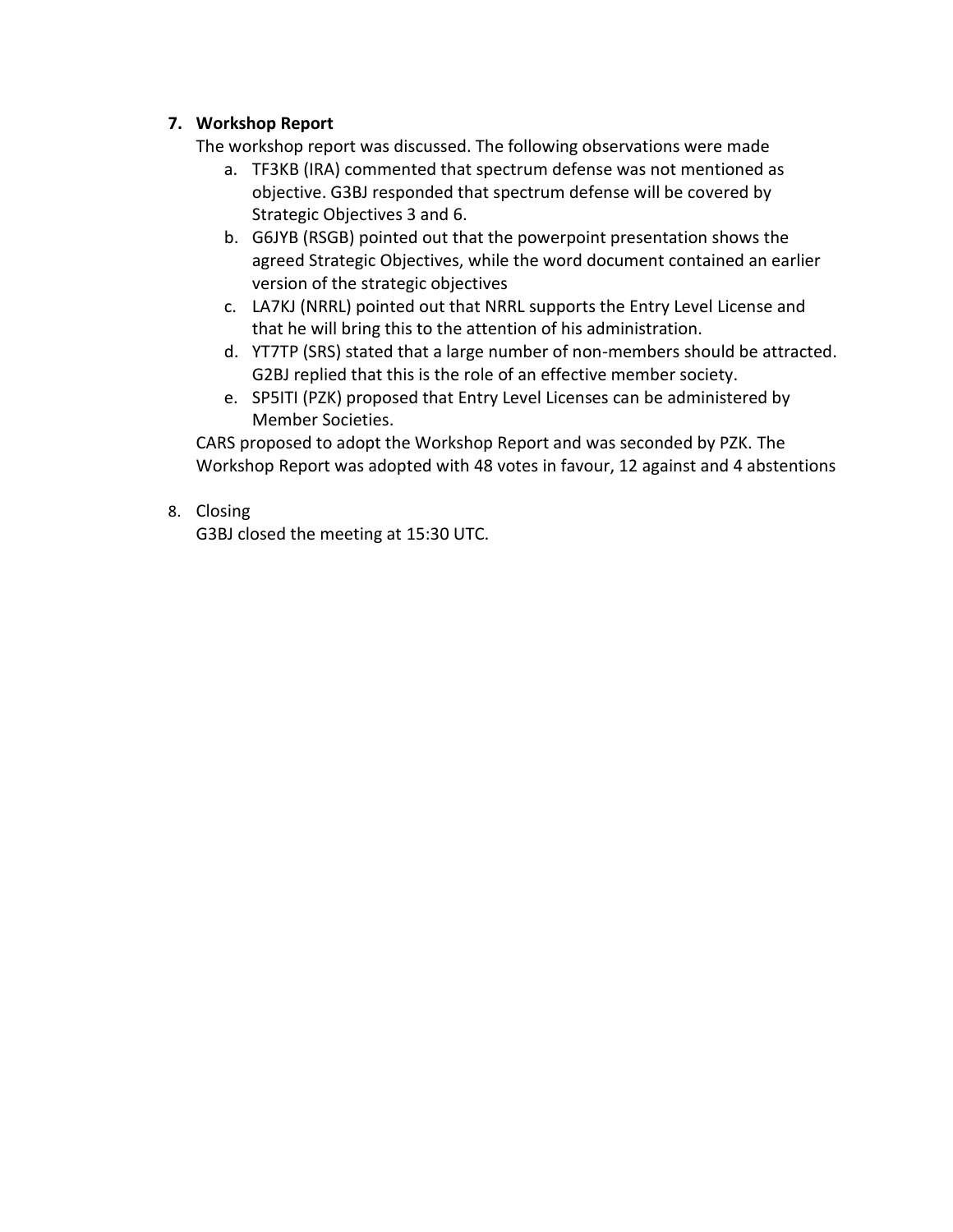7. **Workshop Report**

   The workshop report was discussed. The following observations were made

   a. TF3KB (IRA) commented that spectrum defense was not mentioned as objective. G3BJ responded that spectrum defense will be covered by Strategic Objectives 3 and 6.
   b. G6JYB (RSGB) pointed out that the powerpoint presentation shows the agreed Strategic Objectives, while the word document contained an earlier version of the strategic objectives
   c. LA7KJ (NRRL) pointed out that NRRL supports the Entry Level License and that he will bring this to the attention of his administration.
   d. YT7TP (SRS) stated that a large number of non-members should be attracted. G2BJ replied that this is the role of an effective member society.
   e. SP5ITI (PZK) proposed that Entry Level Licenses can be administered by Member Societies.

   CARS proposed to adopt the Workshop Report and was seconded by PZK. The Workshop Report was adopted with 48 votes in favour, 12 against and 4 abstentions

8. Closing

   G3BJ closed the meeting at 15:30 UTC.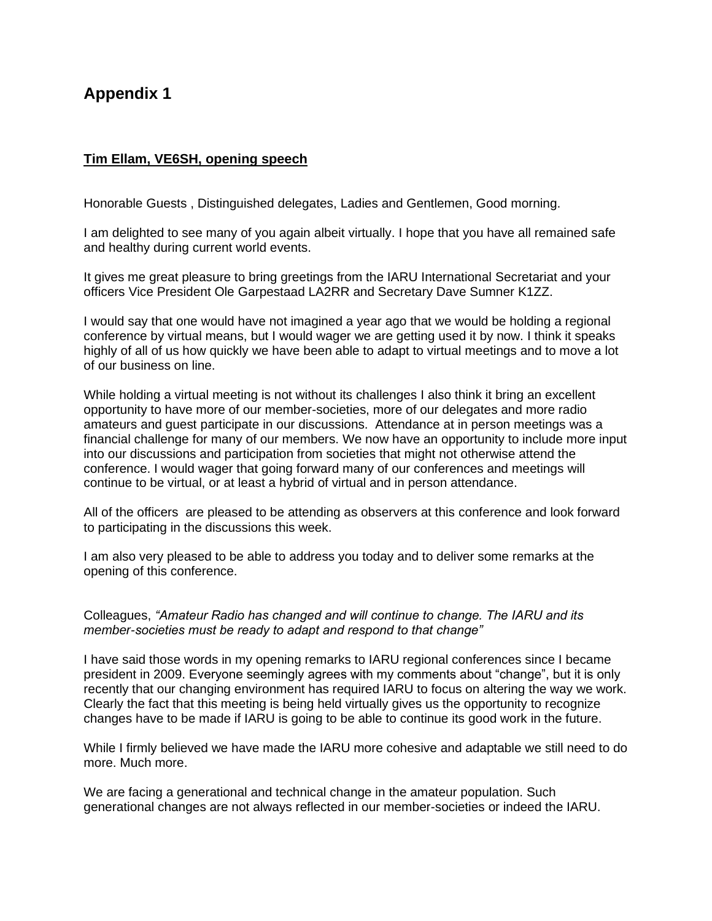# Appendix 1

**Tim Ellam, VE6SH, opening speech**

Honorable Guests , Distinguished delegates, Ladies and Gentlemen, Good morning.

I am delighted to see many of you again albeit virtually. I hope that you have all remained safe and healthy during current world events.

It gives me great pleasure to bring greetings from the IARU International Secretariat and your officers Vice President Ole Garpestaad LA2RR and Secretary Dave Sumner K1ZZ.

I would say that one would have not imagined a year ago that we would be holding a regional conference by virtual means, but I would wager we are getting used it by now. I think it speaks highly of all of us how quickly we have been able to adapt to virtual meetings and to move a lot of our business on line.

While holding a virtual meeting is not without its challenges I also think it bring an excellent opportunity to have more of our member-societies, more of our delegates and more radio amateurs and guest participate in our discussions. Attendance at in person meetings was a financial challenge for many of our members. We now have an opportunity to include more input into our discussions and participation from societies that might not otherwise attend the conference. I would wager that going forward many of our conferences and meetings will continue to be virtual, or at least a hybrid of virtual and in person attendance.

All of the officers are pleased to be attending as observers at this conference and look forward to participating in the discussions this week.

I am also very pleased to be able to address you today and to deliver some remarks at the opening of this conference.

Colleagues, *"Amateur Radio has changed and will continue to change. The IARU and its member-societies must be ready to adapt and respond to that change"*

I have said those words in my opening remarks to IARU regional conferences since I became president in 2009. Everyone seemingly agrees with my comments about "change", but it is only recently that our changing environment has required IARU to focus on altering the way we work. Clearly the fact that this meeting is being held virtually gives us the opportunity to recognize changes have to be made if IARU is going to be able to continue its good work in the future.

While I firmly believed we have made the IARU more cohesive and adaptable we still need to do more. Much more.

We are facing a generational and technical change in the amateur population. Such generational changes are not always reflected in our member-societies or indeed the IARU.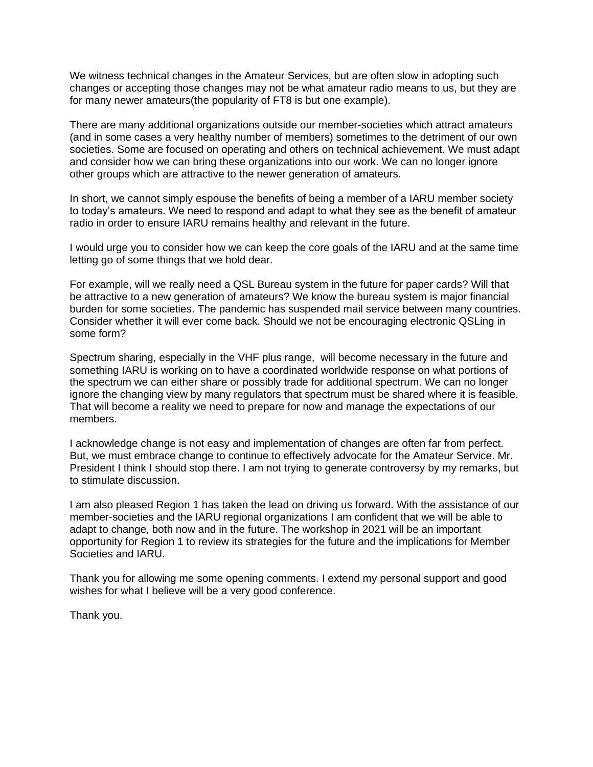We witness technical changes in the Amateur Services, but are often slow in adopting such changes or accepting those changes may not be what amateur radio means to us, but they are for many newer amateurs(the popularity of FT8 is but one example).

There are many additional organizations outside our member-societies which attract amateurs (and in some cases a very healthy number of members) sometimes to the detriment of our own societies. Some are focused on operating and others on technical achievement. We must adapt and consider how we can bring these organizations into our work. We can no longer ignore other groups which are attractive to the newer generation of amateurs.

In short, we cannot simply espouse the benefits of being a member of a IARU member society to today's amateurs. We need to respond and adapt to what they see as the benefit of amateur radio in order to ensure IARU remains healthy and relevant in the future.

I would urge you to consider how we can keep the core goals of the IARU and at the same time letting go of some things that we hold dear.

For example, will we really need a QSL Bureau system in the future for paper cards? Will that be attractive to a new generation of amateurs? We know the bureau system is major financial burden for some societies. The pandemic has suspended mail service between many countries. Consider whether it will ever come back. Should we not be encouraging electronic QSLing in some form?

Spectrum sharing, especially in the VHF plus range, will become necessary in the future and something IARU is working on to have a coordinated worldwide response on what portions of the spectrum we can either share or possibly trade for additional spectrum. We can no longer ignore the changing view by many regulators that spectrum must be shared where it is feasible. That will become a reality we need to prepare for now and manage the expectations of our members.

I acknowledge change is not easy and implementation of changes are often far from perfect. But, we must embrace change to continue to effectively advocate for the Amateur Service. Mr. President I think I should stop there. I am not trying to generate controversy by my remarks, but to stimulate discussion.

I am also pleased Region 1 has taken the lead on driving us forward. With the assistance of our member-societies and the IARU regional organizations I am confident that we will be able to adapt to change, both now and in the future. The workshop in 2021 will be an important opportunity for Region 1 to review its strategies for the future and the implications for Member Societies and IARU.

Thank you for allowing me some opening comments. I extend my personal support and good wishes for what I believe will be a very good conference.

Thank you.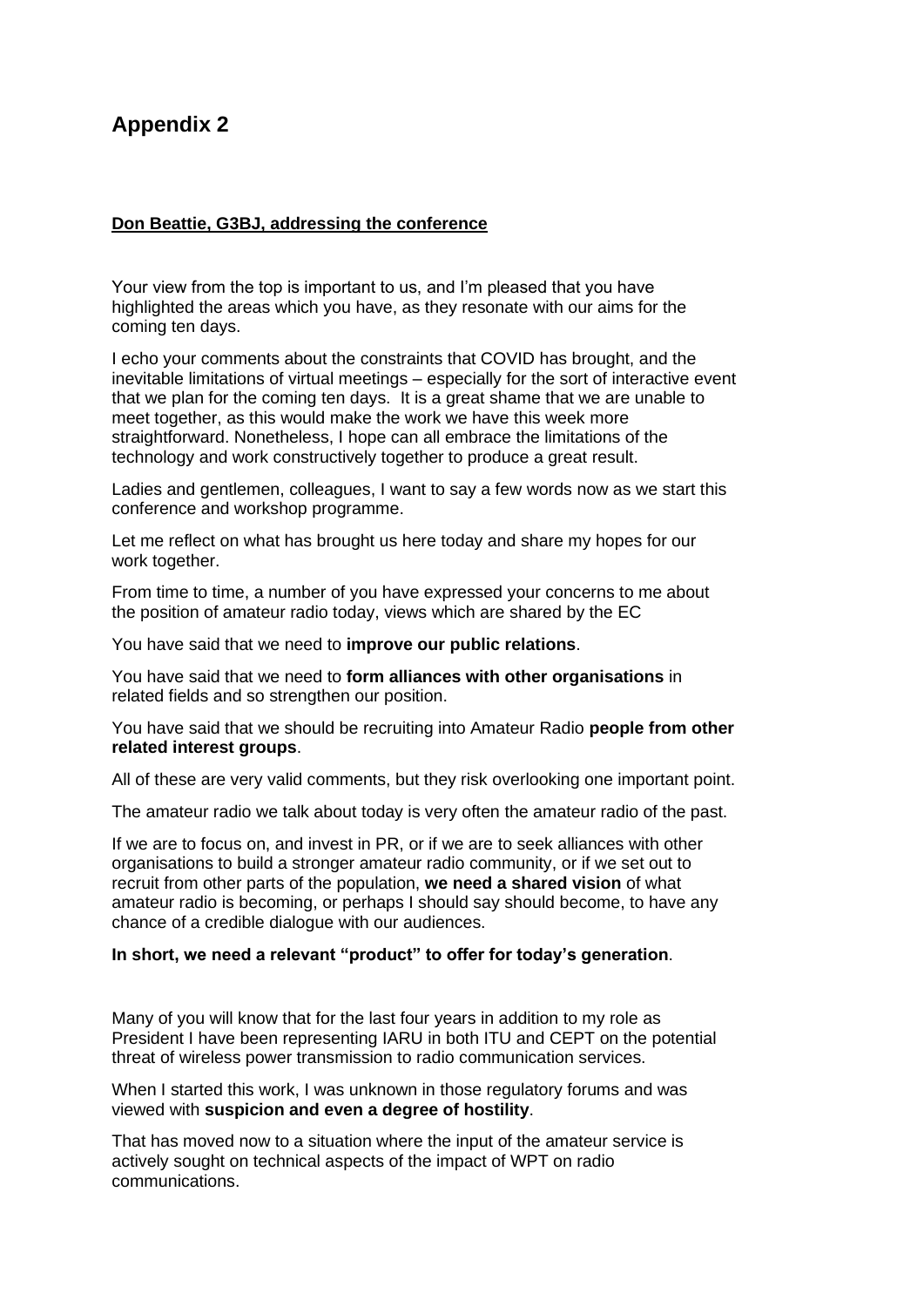## Appendix 2

**Don Beattie, G3BJ, addressing the conference**

Your view from the top is important to us, and I'm pleased that you have highlighted the areas which you have, as they resonate with our aims for the coming ten days.

I echo your comments about the constraints that COVID has brought, and the inevitable limitations of virtual meetings – especially for the sort of interactive event that we plan for the coming ten days. It is a great shame that we are unable to meet together, as this would make the work we have this week more straightforward. Nonetheless, I hope can all embrace the limitations of the technology and work constructively together to produce a great result.

Ladies and gentlemen, colleagues, I want to say a few words now as we start this conference and workshop programme.

Let me reflect on what has brought us here today and share my hopes for our work together.

From time to time, a number of you have expressed your concerns to me about the position of amateur radio today, views which are shared by the EC

You have said that we need to **improve our public relations**.

You have said that we need to **form alliances with other organisations** in related fields and so strengthen our position.

You have said that we should be recruiting into Amateur Radio **people from other related interest groups**.

All of these are very valid comments, but they risk overlooking one important point.

The amateur radio we talk about today is very often the amateur radio of the past.

If we are to focus on, and invest in PR, or if we are to seek alliances with other organisations to build a stronger amateur radio community, or if we set out to recruit from other parts of the population, **we need a shared vision** of what amateur radio is becoming, or perhaps I should say should become, to have any chance of a credible dialogue with our audiences.

**In short, we need a relevant "product" to offer for today's generation**.

Many of you will know that for the last four years in addition to my role as President I have been representing IARU in both ITU and CEPT on the potential threat of wireless power transmission to radio communication services.

When I started this work, I was unknown in those regulatory forums and was viewed with **suspicion and even a degree of hostility**.

That has moved now to a situation where the input of the amateur service is actively sought on technical aspects of the impact of WPT on radio communications.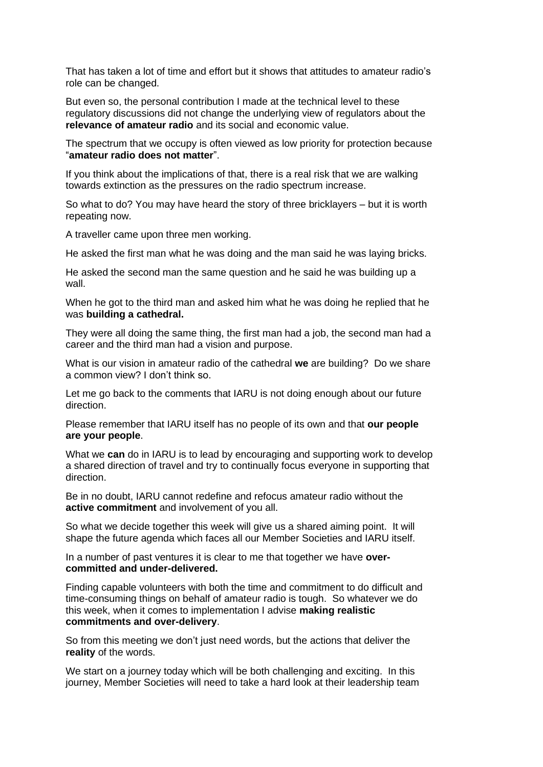That has taken a lot of time and effort but it shows that attitudes to amateur radio's role can be changed.

But even so, the personal contribution I made at the technical level to these regulatory discussions did not change the underlying view of regulators about the **relevance of amateur radio** and its social and economic value.

The spectrum that we occupy is often viewed as low priority for protection because "**amateur radio does not matter**".

If you think about the implications of that, there is a real risk that we are walking towards extinction as the pressures on the radio spectrum increase.

So what to do? You may have heard the story of three bricklayers – but it is worth repeating now.

A traveller came upon three men working.

He asked the first man what he was doing and the man said he was laying bricks.

He asked the second man the same question and he said he was building up a wall.

When he got to the third man and asked him what he was doing he replied that he was **building a cathedral.**

They were all doing the same thing, the first man had a job, the second man had a career and the third man had a vision and purpose.

What is our vision in amateur radio of the cathedral **we** are building? Do we share a common view? I don't think so.

Let me go back to the comments that IARU is not doing enough about our future direction.

Please remember that IARU itself has no people of its own and that **our people are your people**.

What we **can** do in IARU is to lead by encouraging and supporting work to develop a shared direction of travel and try to continually focus everyone in supporting that direction.

Be in no doubt, IARU cannot redefine and refocus amateur radio without the **active commitment** and involvement of you all.

So what we decide together this week will give us a shared aiming point. It will shape the future agenda which faces all our Member Societies and IARU itself.

In a number of past ventures it is clear to me that together we have **over-committed and under-delivered.**

Finding capable volunteers with both the time and commitment to do difficult and time-consuming things on behalf of amateur radio is tough. So whatever we do this week, when it comes to implementation I advise **making realistic commitments and over-delivery**.

So from this meeting we don't just need words, but the actions that deliver the **reality** of the words.

We start on a journey today which will be both challenging and exciting. In this journey, Member Societies will need to take a hard look at their leadership team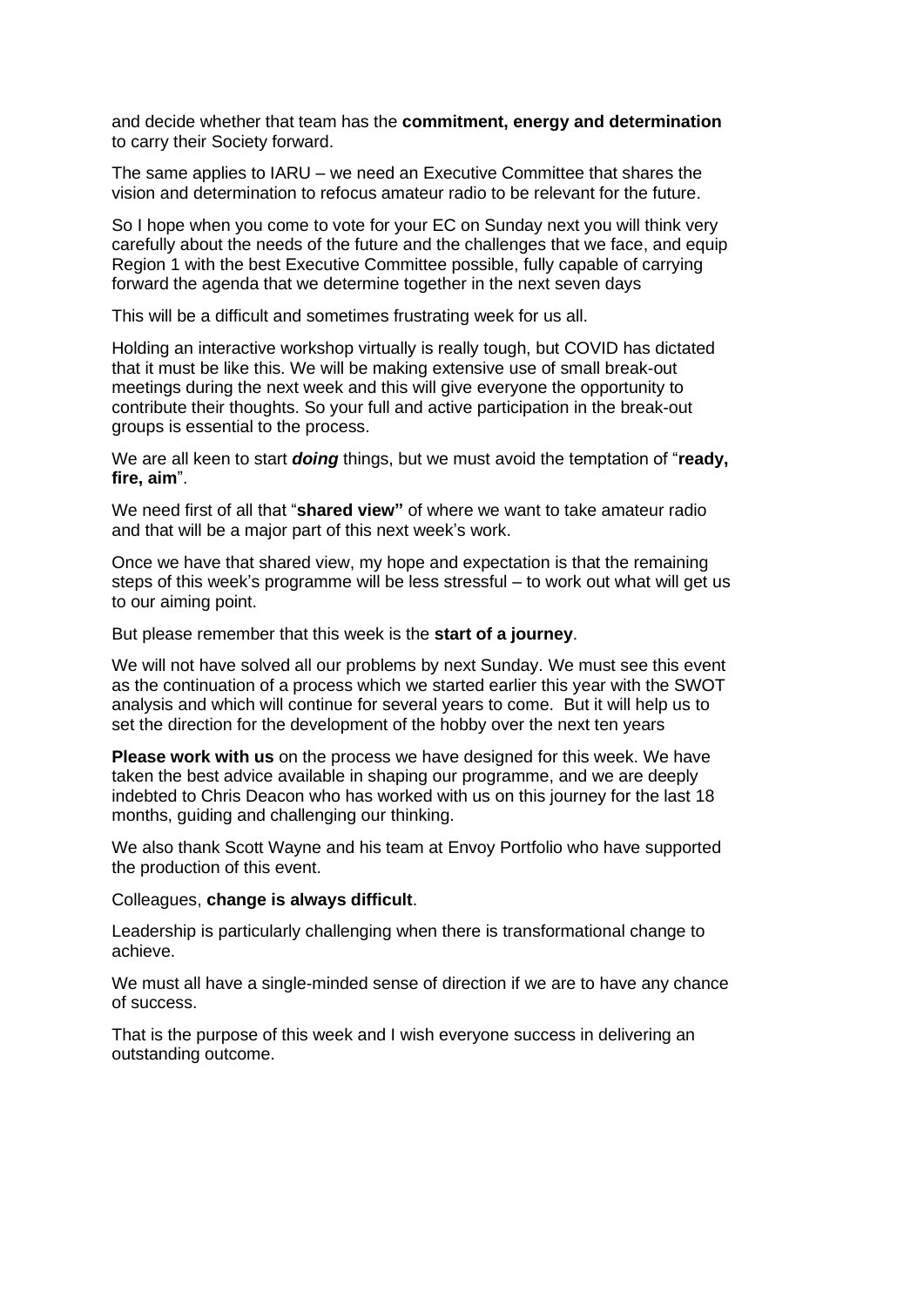and decide whether that team has the **commitment, energy and determination** to carry their Society forward.

The same applies to IARU – we need an Executive Committee that shares the vision and determination to refocus amateur radio to be relevant for the future.

So I hope when you come to vote for your EC on Sunday next you will think very carefully about the needs of the future and the challenges that we face, and equip Region 1 with the best Executive Committee possible, fully capable of carrying forward the agenda that we determine together in the next seven days

This will be a difficult and sometimes frustrating week for us all.

Holding an interactive workshop virtually is really tough, but COVID has dictated that it must be like this. We will be making extensive use of small break-out meetings during the next week and this will give everyone the opportunity to contribute their thoughts. So your full and active participation in the break-out groups is essential to the process.

We are all keen to start ***doing*** things, but we must avoid the temptation of "**ready, fire, aim**".

We need first of all that "**shared view"** of where we want to take amateur radio and that will be a major part of this next week's work.

Once we have that shared view, my hope and expectation is that the remaining steps of this week's programme will be less stressful – to work out what will get us to our aiming point.

But please remember that this week is the **start of a journey**.

We will not have solved all our problems by next Sunday. We must see this event as the continuation of a process which we started earlier this year with the SWOT analysis and which will continue for several years to come. But it will help us to set the direction for the development of the hobby over the next ten years

**Please work with us** on the process we have designed for this week. We have taken the best advice available in shaping our programme, and we are deeply indebted to Chris Deacon who has worked with us on this journey for the last 18 months, guiding and challenging our thinking.

We also thank Scott Wayne and his team at Envoy Portfolio who have supported the production of this event.

Colleagues, **change is always difficult**.

Leadership is particularly challenging when there is transformational change to achieve.

We must all have a single-minded sense of direction if we are to have any chance of success.

That is the purpose of this week and I wish everyone success in delivering an outstanding outcome.